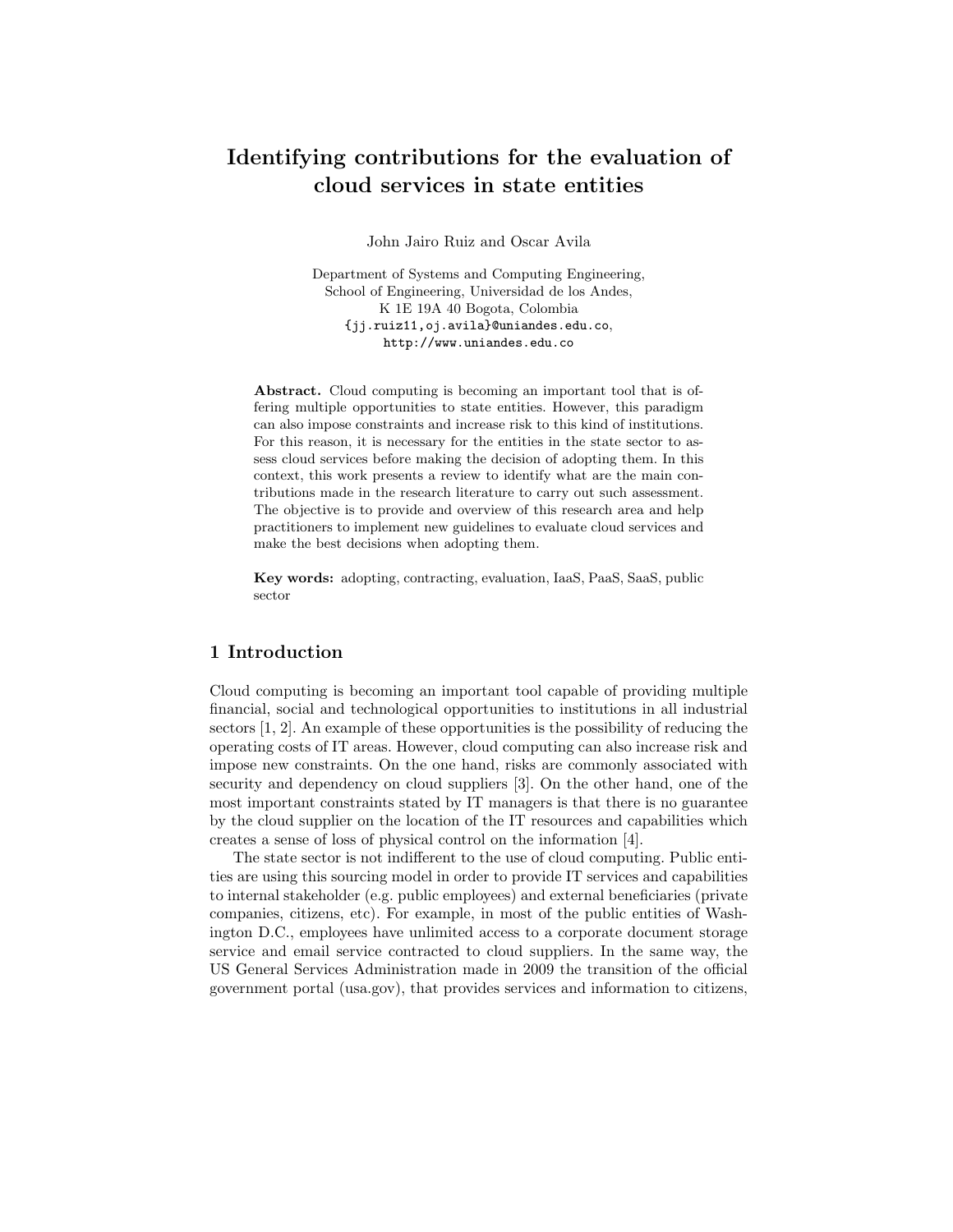# Identifying contributions for the evaluation of cloud services in state entities

John Jairo Ruiz and Oscar Avila

Department of Systems and Computing Engineering,
School of Engineering, Universidad de los Andes,
K 1E 19A 40 Bogota, Colombia
{jj.ruiz11,oj.avila}@uniandes.edu.co,
http://www.uniandes.edu.co

**Abstract.** Cloud computing is becoming an important tool that is offering multiple opportunities to state entities. However, this paradigm can also impose constraints and increase risk to this kind of institutions. For this reason, it is necessary for the entities in the state sector to assess cloud services before making the decision of adopting them. In this context, this work presents a review to identify what are the main contributions made in the research literature to carry out such assessment. The objective is to provide and overview of this research area and help practitioners to implement new guidelines to evaluate cloud services and make the best decisions when adopting them.

**Key words:** adopting, contracting, evaluation, IaaS, PaaS, SaaS, public sector

## 1 Introduction

Cloud computing is becoming an important tool capable of providing multiple financial, social and technological opportunities to institutions in all industrial sectors [1, 2]. An example of these opportunities is the possibility of reducing the operating costs of IT areas. However, cloud computing can also increase risk and impose new constraints. On the one hand, risks are commonly associated with security and dependency on cloud suppliers [3]. On the other hand, one of the most important constraints stated by IT managers is that there is no guarantee by the cloud supplier on the location of the IT resources and capabilities which creates a sense of loss of physical control on the information [4].

The state sector is not indifferent to the use of cloud computing. Public entities are using this sourcing model in order to provide IT services and capabilities to internal stakeholder (e.g. public employees) and external beneficiaries (private companies, citizens, etc). For example, in most of the public entities of Washington D.C., employees have unlimited access to a corporate document storage service and email service contracted to cloud suppliers. In the same way, the US General Services Administration made in 2009 the transition of the official government portal (usa.gov), that provides services and information to citizens,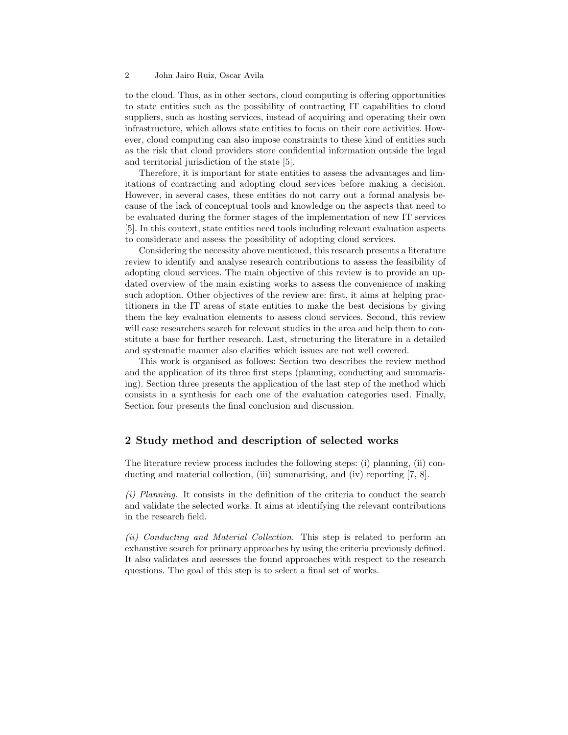to the cloud. Thus, as in other sectors, cloud computing is offering opportunities to state entities such as the possibility of contracting IT capabilities to cloud suppliers, such as hosting services, instead of acquiring and operating their own infrastructure, which allows state entities to focus on their core activities. However, cloud computing can also impose constraints to these kind of entities such as the risk that cloud providers store confidential information outside the legal and territorial jurisdiction of the state [5].

Therefore, it is important for state entities to assess the advantages and limitations of contracting and adopting cloud services before making a decision. However, in several cases, these entities do not carry out a formal analysis because of the lack of conceptual tools and knowledge on the aspects that need to be evaluated during the former stages of the implementation of new IT services [5]. In this context, state entities need tools including relevant evaluation aspects to considerate and assess the possibility of adopting cloud services.

Considering the necessity above mentioned, this research presents a literature review to identify and analyse research contributions to assess the feasibility of adopting cloud services. The main objective of this review is to provide an updated overview of the main existing works to assess the convenience of making such adoption. Other objectives of the review are: first, it aims at helping practitioners in the IT areas of state entities to make the best decisions by giving them the key evaluation elements to assess cloud services. Second, this review will ease researchers search for relevant studies in the area and help them to constitute a base for further research. Last, structuring the literature in a detailed and systematic manner also clarifies which issues are not well covered.

This work is organised as follows: Section two describes the review method and the application of its three first steps (planning, conducting and summarising). Section three presents the application of the last step of the method which consists in a synthesis for each one of the evaluation categories used. Finally, Section four presents the final conclusion and discussion.

## 2 Study method and description of selected works

The literature review process includes the following steps: (i) planning, (ii) conducting and material collection, (iii) summarising, and (iv) reporting [7, 8].

*(i) Planning.* It consists in the definition of the criteria to conduct the search and validate the selected works. It aims at identifying the relevant contributions in the research field.

*(ii) Conducting and Material Collection.* This step is related to perform an exhaustive search for primary approaches by using the criteria previously defined. It also validates and assesses the found approaches with respect to the research questions. The goal of this step is to select a final set of works.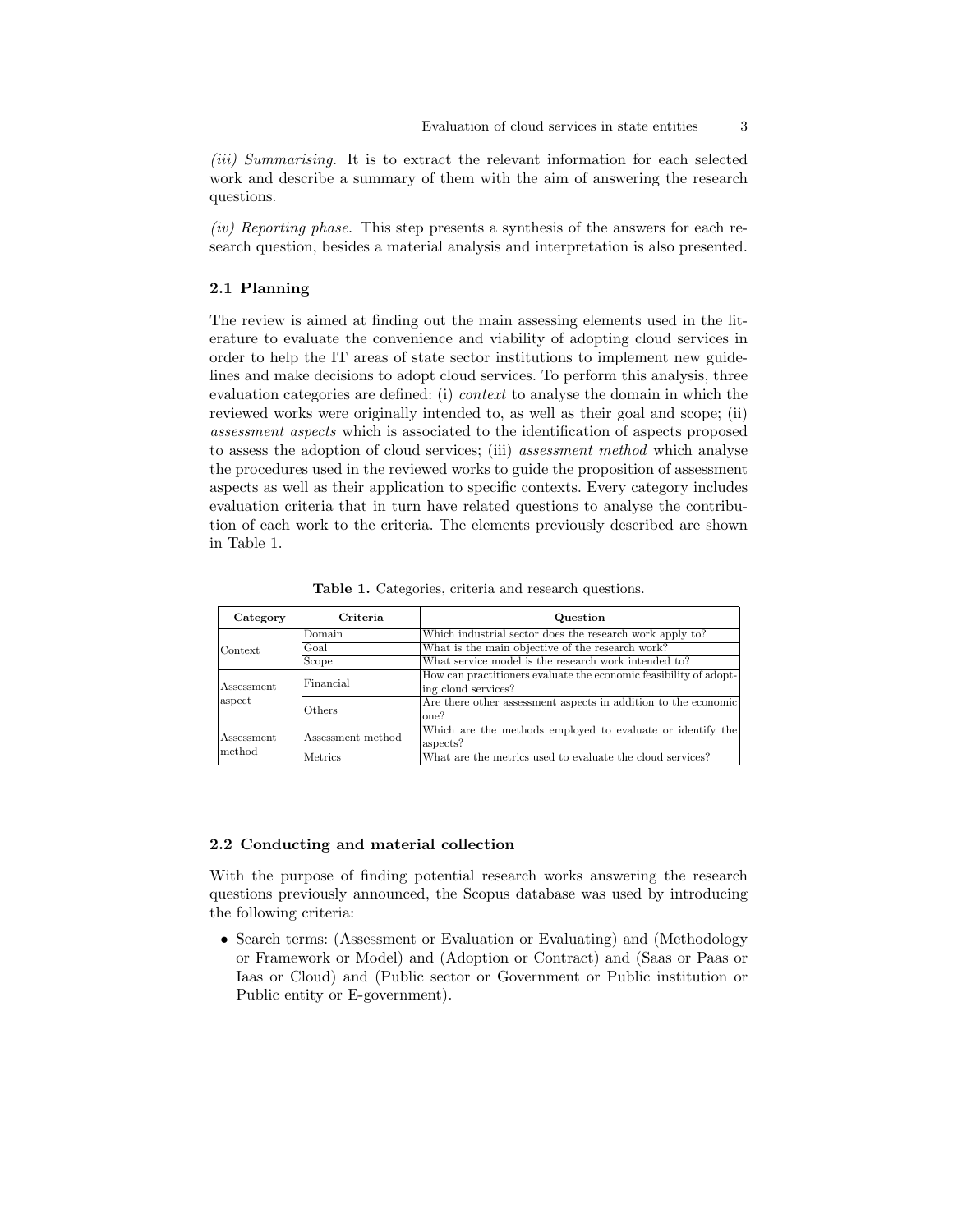*(iii) Summarising.* It is to extract the relevant information for each selected work and describe a summary of them with the aim of answering the research questions.

*(iv) Reporting phase.* This step presents a synthesis of the answers for each research question, besides a material analysis and interpretation is also presented.

### 2.1 Planning

The review is aimed at finding out the main assessing elements used in the literature to evaluate the convenience and viability of adopting cloud services in order to help the IT areas of state sector institutions to implement new guidelines and make decisions to adopt cloud services. To perform this analysis, three evaluation categories are defined: (i) *context* to analyse the domain in which the reviewed works were originally intended to, as well as their goal and scope; (ii) *assessment aspects* which is associated to the identification of aspects proposed to assess the adoption of cloud services; (iii) *assessment method* which analyse the procedures used in the reviewed works to guide the proposition of assessment aspects as well as their application to specific contexts. Every category includes evaluation criteria that in turn have related questions to analyse the contribution of each work to the criteria. The elements previously described are shown in Table 1.

**Table 1.** Categories, criteria and research questions.

| Category | Criteria | Question |
|---|---|---|
| Context | Domain | Which industrial sector does the research work apply to? |
| | Goal | What is the main objective of the research work? |
| | Scope | What service model is the research work intended to? |
| Assessment aspect | Financial | How can practitioners evaluate the economic feasibility of adopting cloud services? |
| | Others | Are there other assessment aspects in addition to the economic one? |
| Assessment method | Assessment method | Which are the methods employed to evaluate or identify the aspects? |
| | Metrics | What are the metrics used to evaluate the cloud services? |

### 2.2 Conducting and material collection

With the purpose of finding potential research works answering the research questions previously announced, the Scopus database was used by introducing the following criteria:

- Search terms: (Assessment or Evaluation or Evaluating) and (Methodology or Framework or Model) and (Adoption or Contract) and (Saas or Paas or Iaas or Cloud) and (Public sector or Government or Public institution or Public entity or E-government).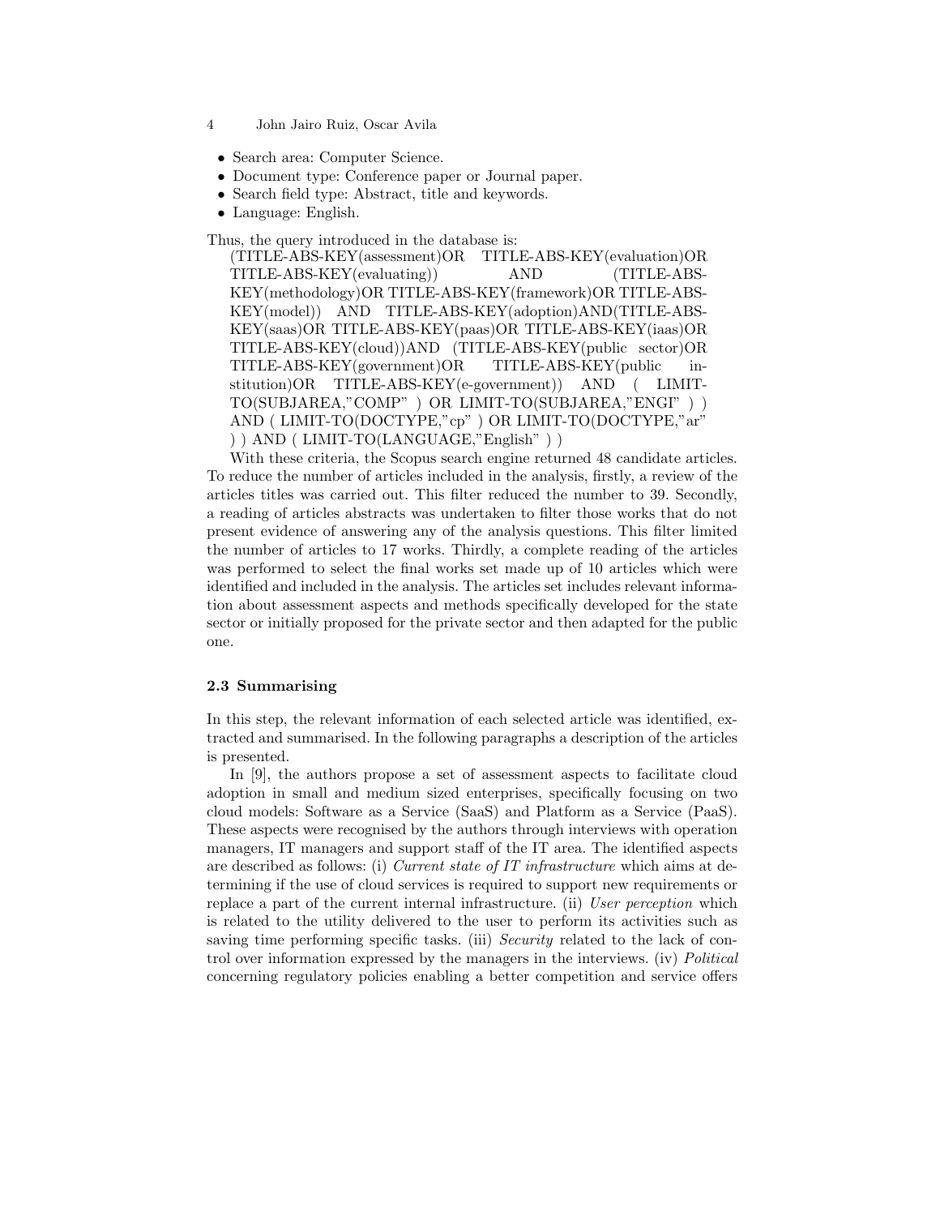- Search area: Computer Science.
- Document type: Conference paper or Journal paper.
- Search field type: Abstract, title and keywords.
- Language: English.

Thus, the query introduced in the database is:

(TITLE-ABS-KEY(assessment)OR TITLE-ABS-KEY(evaluation)OR TITLE-ABS-KEY(evaluating)) AND (TITLE-ABS-KEY(methodology)OR TITLE-ABS-KEY(framework)OR TITLE-ABS-KEY(model)) AND TITLE-ABS-KEY(adoption)AND(TITLE-ABS-KEY(saas)OR TITLE-ABS-KEY(paas)OR TITLE-ABS-KEY(iaas)OR TITLE-ABS-KEY(cloud))AND (TITLE-ABS-KEY(public sector)OR TITLE-ABS-KEY(government)OR TITLE-ABS-KEY(public institution)OR TITLE-ABS-KEY(e-government)) AND ( LIMIT-TO(SUBJAREA,"COMP" ) OR LIMIT-TO(SUBJAREA,"ENGI" ) ) AND ( LIMIT-TO(DOCTYPE,"cp" ) OR LIMIT-TO(DOCTYPE,"ar" ) ) AND ( LIMIT-TO(LANGUAGE,"English" ) )

With these criteria, the Scopus search engine returned 48 candidate articles. To reduce the number of articles included in the analysis, firstly, a review of the articles titles was carried out. This filter reduced the number to 39. Secondly, a reading of articles abstracts was undertaken to filter those works that do not present evidence of answering any of the analysis questions. This filter limited the number of articles to 17 works. Thirdly, a complete reading of the articles was performed to select the final works set made up of 10 articles which were identified and included in the analysis. The articles set includes relevant information about assessment aspects and methods specifically developed for the state sector or initially proposed for the private sector and then adapted for the public one.

### 2.3 Summarising

In this step, the relevant information of each selected article was identified, extracted and summarised. In the following paragraphs a description of the articles is presented.

In [9], the authors propose a set of assessment aspects to facilitate cloud adoption in small and medium sized enterprises, specifically focusing on two cloud models: Software as a Service (SaaS) and Platform as a Service (PaaS). These aspects were recognised by the authors through interviews with operation managers, IT managers and support staff of the IT area. The identified aspects are described as follows: (i) *Current state of IT infrastructure* which aims at determining if the use of cloud services is required to support new requirements or replace a part of the current internal infrastructure. (ii) *User perception* which is related to the utility delivered to the user to perform its activities such as saving time performing specific tasks. (iii) *Security* related to the lack of control over information expressed by the managers in the interviews. (iv) *Political* concerning regulatory policies enabling a better competition and service offers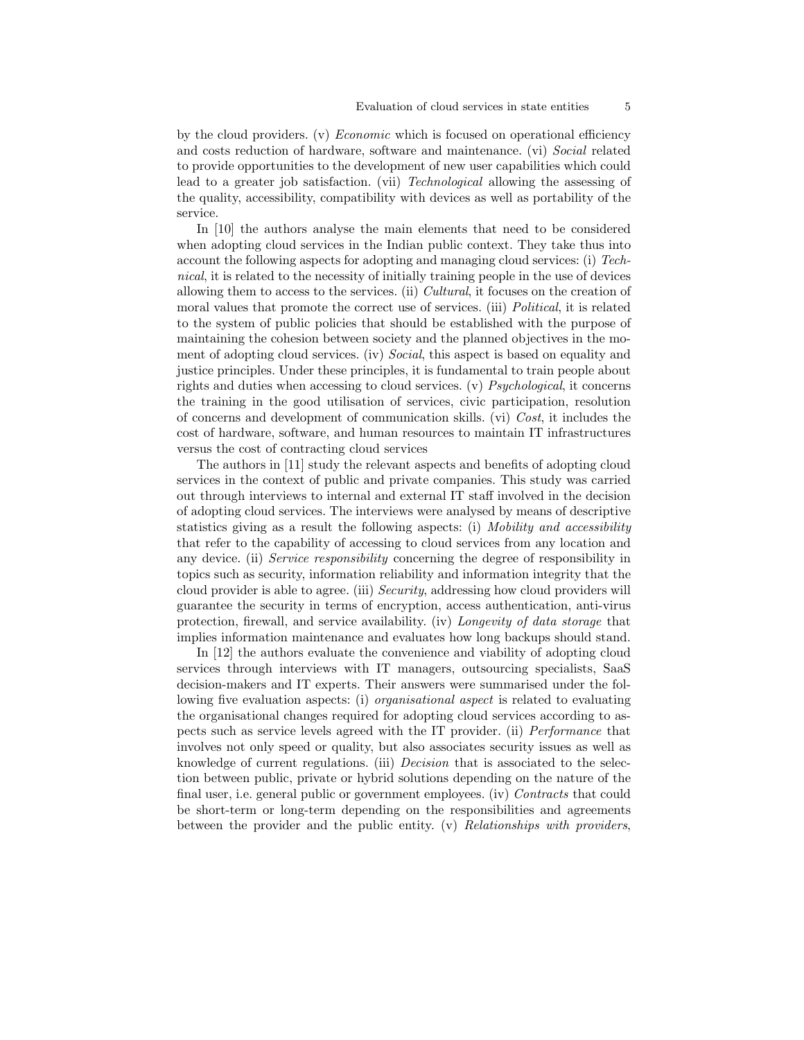by the cloud providers. (v) *Economic* which is focused on operational efficiency and costs reduction of hardware, software and maintenance. (vi) *Social* related to provide opportunities to the development of new user capabilities which could lead to a greater job satisfaction. (vii) *Technological* allowing the assessing of the quality, accessibility, compatibility with devices as well as portability of the service.

In [10] the authors analyse the main elements that need to be considered when adopting cloud services in the Indian public context. They take thus into account the following aspects for adopting and managing cloud services: (i) *Technical*, it is related to the necessity of initially training people in the use of devices allowing them to access to the services. (ii) *Cultural*, it focuses on the creation of moral values that promote the correct use of services. (iii) *Political*, it is related to the system of public policies that should be established with the purpose of maintaining the cohesion between society and the planned objectives in the moment of adopting cloud services. (iv) *Social*, this aspect is based on equality and justice principles. Under these principles, it is fundamental to train people about rights and duties when accessing to cloud services. (v) *Psychological*, it concerns the training in the good utilisation of services, civic participation, resolution of concerns and development of communication skills. (vi) *Cost*, it includes the cost of hardware, software, and human resources to maintain IT infrastructures versus the cost of contracting cloud services

The authors in [11] study the relevant aspects and benefits of adopting cloud services in the context of public and private companies. This study was carried out through interviews to internal and external IT staff involved in the decision of adopting cloud services. The interviews were analysed by means of descriptive statistics giving as a result the following aspects: (i) *Mobility and accessibility* that refer to the capability of accessing to cloud services from any location and any device. (ii) *Service responsibility* concerning the degree of responsibility in topics such as security, information reliability and information integrity that the cloud provider is able to agree. (iii) *Security*, addressing how cloud providers will guarantee the security in terms of encryption, access authentication, anti-virus protection, firewall, and service availability. (iv) *Longevity of data storage* that implies information maintenance and evaluates how long backups should stand.

In [12] the authors evaluate the convenience and viability of adopting cloud services through interviews with IT managers, outsourcing specialists, SaaS decision-makers and IT experts. Their answers were summarised under the following five evaluation aspects: (i) *organisational aspect* is related to evaluating the organisational changes required for adopting cloud services according to aspects such as service levels agreed with the IT provider. (ii) *Performance* that involves not only speed or quality, but also associates security issues as well as knowledge of current regulations. (iii) *Decision* that is associated to the selection between public, private or hybrid solutions depending on the nature of the final user, i.e. general public or government employees. (iv) *Contracts* that could be short-term or long-term depending on the responsibilities and agreements between the provider and the public entity. (v) *Relationships with providers*,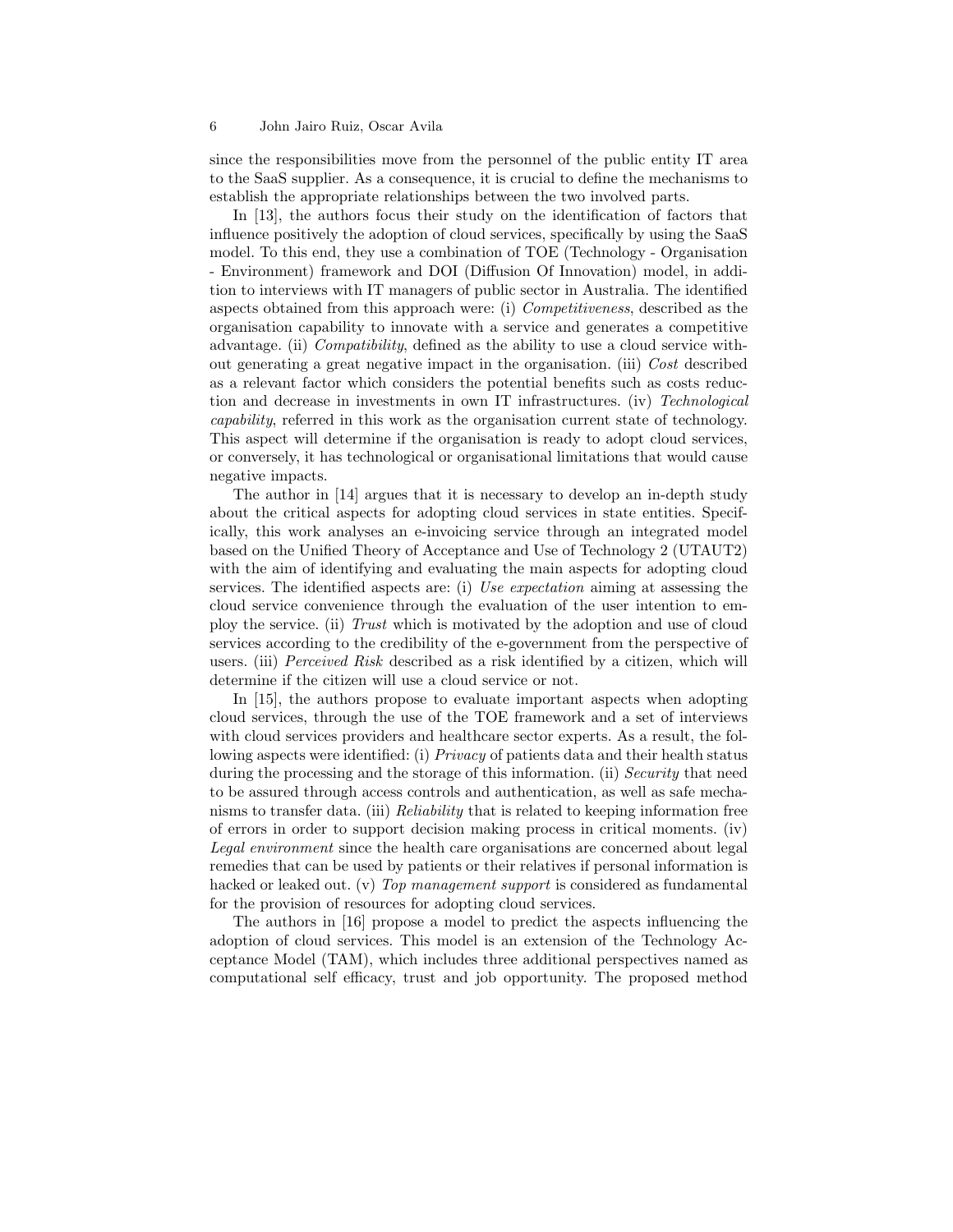since the responsibilities move from the personnel of the public entity IT area to the SaaS supplier. As a consequence, it is crucial to define the mechanisms to establish the appropriate relationships between the two involved parts.

In [13], the authors focus their study on the identification of factors that influence positively the adoption of cloud services, specifically by using the SaaS model. To this end, they use a combination of TOE (Technology - Organisation - Environment) framework and DOI (Diffusion Of Innovation) model, in addition to interviews with IT managers of public sector in Australia. The identified aspects obtained from this approach were: (i) *Competitiveness*, described as the organisation capability to innovate with a service and generates a competitive advantage. (ii) *Compatibility*, defined as the ability to use a cloud service without generating a great negative impact in the organisation. (iii) *Cost* described as a relevant factor which considers the potential benefits such as costs reduction and decrease in investments in own IT infrastructures. (iv) *Technological capability*, referred in this work as the organisation current state of technology. This aspect will determine if the organisation is ready to adopt cloud services, or conversely, it has technological or organisational limitations that would cause negative impacts.

The author in [14] argues that it is necessary to develop an in-depth study about the critical aspects for adopting cloud services in state entities. Specifically, this work analyses an e-invoicing service through an integrated model based on the Unified Theory of Acceptance and Use of Technology 2 (UTAUT2) with the aim of identifying and evaluating the main aspects for adopting cloud services. The identified aspects are: (i) *Use expectation* aiming at assessing the cloud service convenience through the evaluation of the user intention to employ the service. (ii) *Trust* which is motivated by the adoption and use of cloud services according to the credibility of the e-government from the perspective of users. (iii) *Perceived Risk* described as a risk identified by a citizen, which will determine if the citizen will use a cloud service or not.

In [15], the authors propose to evaluate important aspects when adopting cloud services, through the use of the TOE framework and a set of interviews with cloud services providers and healthcare sector experts. As a result, the following aspects were identified: (i) *Privacy* of patients data and their health status during the processing and the storage of this information. (ii) *Security* that need to be assured through access controls and authentication, as well as safe mechanisms to transfer data. (iii) *Reliability* that is related to keeping information free of errors in order to support decision making process in critical moments. (iv) *Legal environment* since the health care organisations are concerned about legal remedies that can be used by patients or their relatives if personal information is hacked or leaked out. (v) *Top management support* is considered as fundamental for the provision of resources for adopting cloud services.

The authors in [16] propose a model to predict the aspects influencing the adoption of cloud services. This model is an extension of the Technology Acceptance Model (TAM), which includes three additional perspectives named as computational self efficacy, trust and job opportunity. The proposed method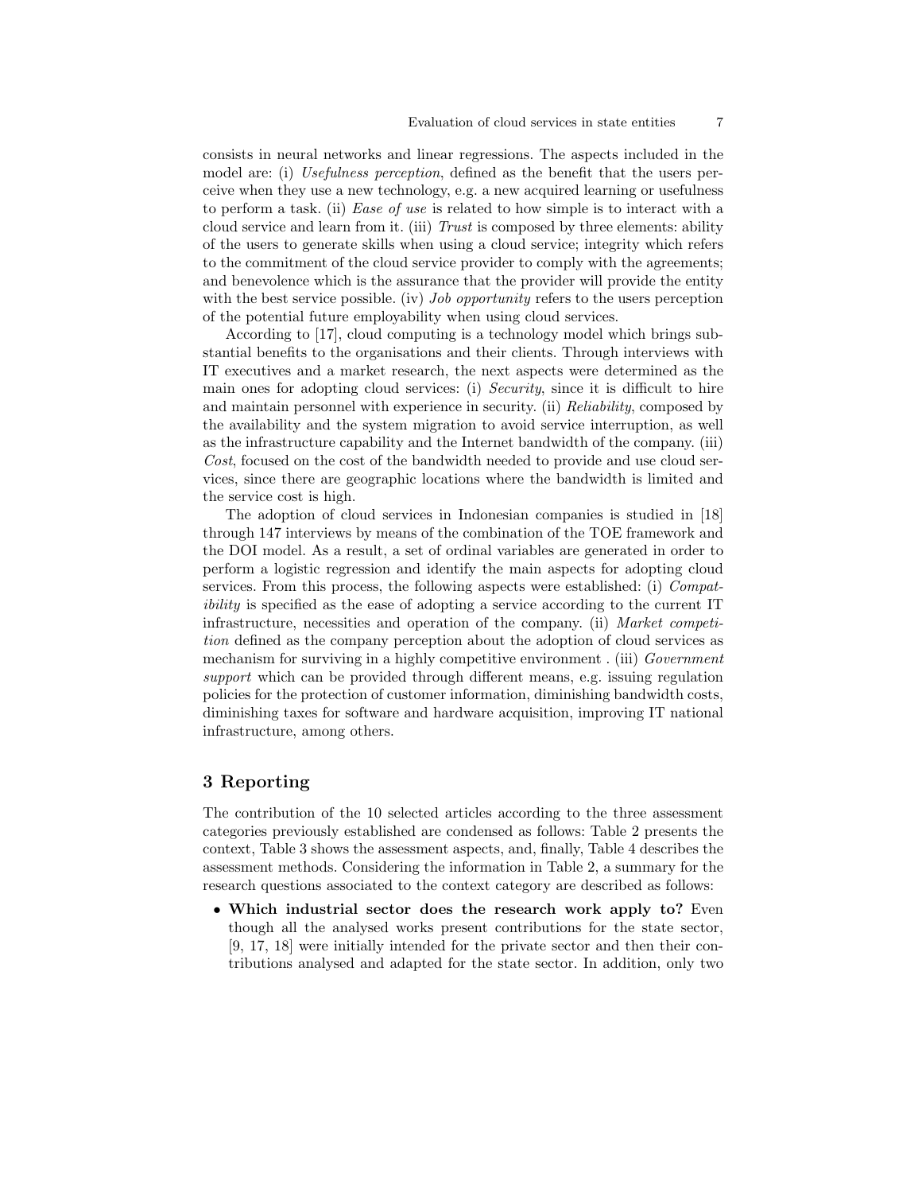consists in neural networks and linear regressions. The aspects included in the model are: (i) *Usefulness perception*, defined as the benefit that the users perceive when they use a new technology, e.g. a new acquired learning or usefulness to perform a task. (ii) *Ease of use* is related to how simple is to interact with a cloud service and learn from it. (iii) *Trust* is composed by three elements: ability of the users to generate skills when using a cloud service; integrity which refers to the commitment of the cloud service provider to comply with the agreements; and benevolence which is the assurance that the provider will provide the entity with the best service possible. (iv) *Job opportunity* refers to the users perception of the potential future employability when using cloud services.

According to [17], cloud computing is a technology model which brings substantial benefits to the organisations and their clients. Through interviews with IT executives and a market research, the next aspects were determined as the main ones for adopting cloud services: (i) *Security*, since it is difficult to hire and maintain personnel with experience in security. (ii) *Reliability*, composed by the availability and the system migration to avoid service interruption, as well as the infrastructure capability and the Internet bandwidth of the company. (iii) *Cost*, focused on the cost of the bandwidth needed to provide and use cloud services, since there are geographic locations where the bandwidth is limited and the service cost is high.

The adoption of cloud services in Indonesian companies is studied in [18] through 147 interviews by means of the combination of the TOE framework and the DOI model. As a result, a set of ordinal variables are generated in order to perform a logistic regression and identify the main aspects for adopting cloud services. From this process, the following aspects were established: (i) *Compatibility* is specified as the ease of adopting a service according to the current IT infrastructure, necessities and operation of the company. (ii) *Market competition* defined as the company perception about the adoption of cloud services as mechanism for surviving in a highly competitive environment . (iii) *Government support* which can be provided through different means, e.g. issuing regulation policies for the protection of customer information, diminishing bandwidth costs, diminishing taxes for software and hardware acquisition, improving IT national infrastructure, among others.

## 3 Reporting

The contribution of the 10 selected articles according to the three assessment categories previously established are condensed as follows: Table 2 presents the context, Table 3 shows the assessment aspects, and, finally, Table 4 describes the assessment methods. Considering the information in Table 2, a summary for the research questions associated to the context category are described as follows:

- **Which industrial sector does the research work apply to?** Even though all the analysed works present contributions for the state sector, [9, 17, 18] were initially intended for the private sector and then their contributions analysed and adapted for the state sector. In addition, only two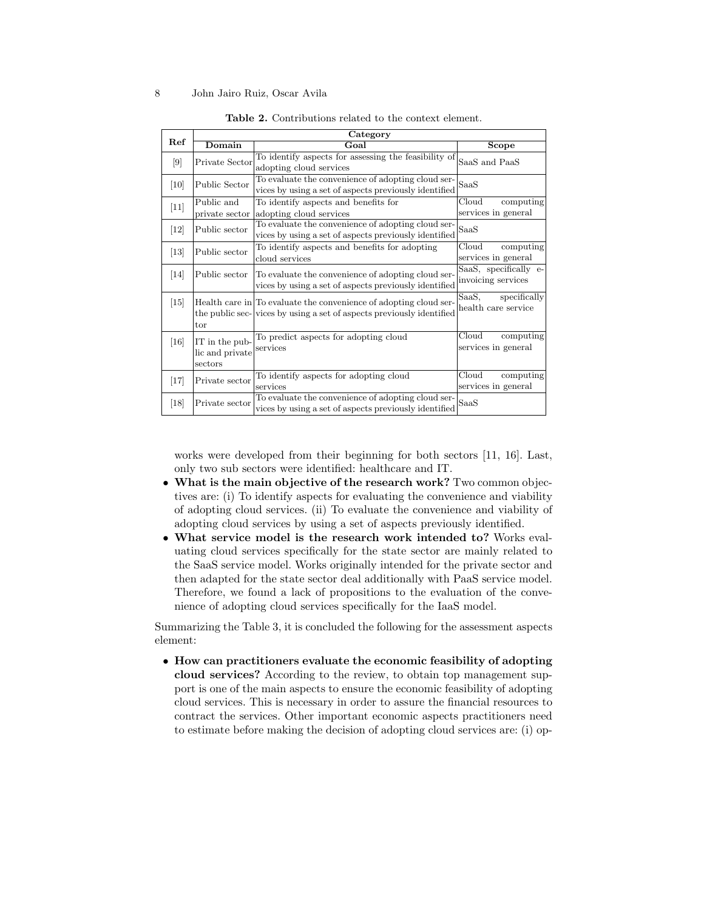**Table 2.** Contributions related to the context element.

| Ref | Category | | |
|---|---|---|---|
| | **Domain** | **Goal** | **Scope** |
| [9] | Private Sector | To identify aspects for assessing the feasibility of adopting cloud services | SaaS and PaaS |
| [10] | Public Sector | To evaluate the convenience of adopting cloud services by using a set of aspects previously identified | SaaS |
| [11] | Public and private sector | To identify aspects and benefits for adopting cloud services | Cloud computing services in general |
| [12] | Public sector | To evaluate the convenience of adopting cloud services by using a set of aspects previously identified | SaaS |
| [13] | Public sector | To identify aspects and benefits for adopting cloud services | Cloud computing services in general |
| [14] | Public sector | To evaluate the convenience of adopting cloud services by using a set of aspects previously identified | SaaS, specifically e-invoicing services |
| [15] | Health care in the public sector | To evaluate the convenience of adopting cloud services by using a set of aspects previously identified | SaaS, specifically health care service |
| [16] | IT in the public and private sectors | To predict aspects for adopting cloud services | Cloud computing services in general |
| [17] | Private sector | To identify aspects for adopting cloud services | Cloud computing services in general |
| [18] | Private sector | To evaluate the convenience of adopting cloud services by using a set of aspects previously identified | SaaS |

works were developed from their beginning for both sectors [11, 16]. Last, only two sub sectors were identified: healthcare and IT.

- **What is the main objective of the research work?** Two common objectives are: (i) To identify aspects for evaluating the convenience and viability of adopting cloud services. (ii) To evaluate the convenience and viability of adopting cloud services by using a set of aspects previously identified.
- **What service model is the research work intended to?** Works evaluating cloud services specifically for the state sector are mainly related to the SaaS service model. Works originally intended for the private sector and then adapted for the state sector deal additionally with PaaS service model. Therefore, we found a lack of propositions to the evaluation of the convenience of adopting cloud services specifically for the IaaS model.

Summarizing the Table 3, it is concluded the following for the assessment aspects element:

- **How can practitioners evaluate the economic feasibility of adopting cloud services?** According to the review, to obtain top management support is one of the main aspects to ensure the economic feasibility of adopting cloud services. This is necessary in order to assure the financial resources to contract the services. Other important economic aspects practitioners need to estimate before making the decision of adopting cloud services are: (i) op-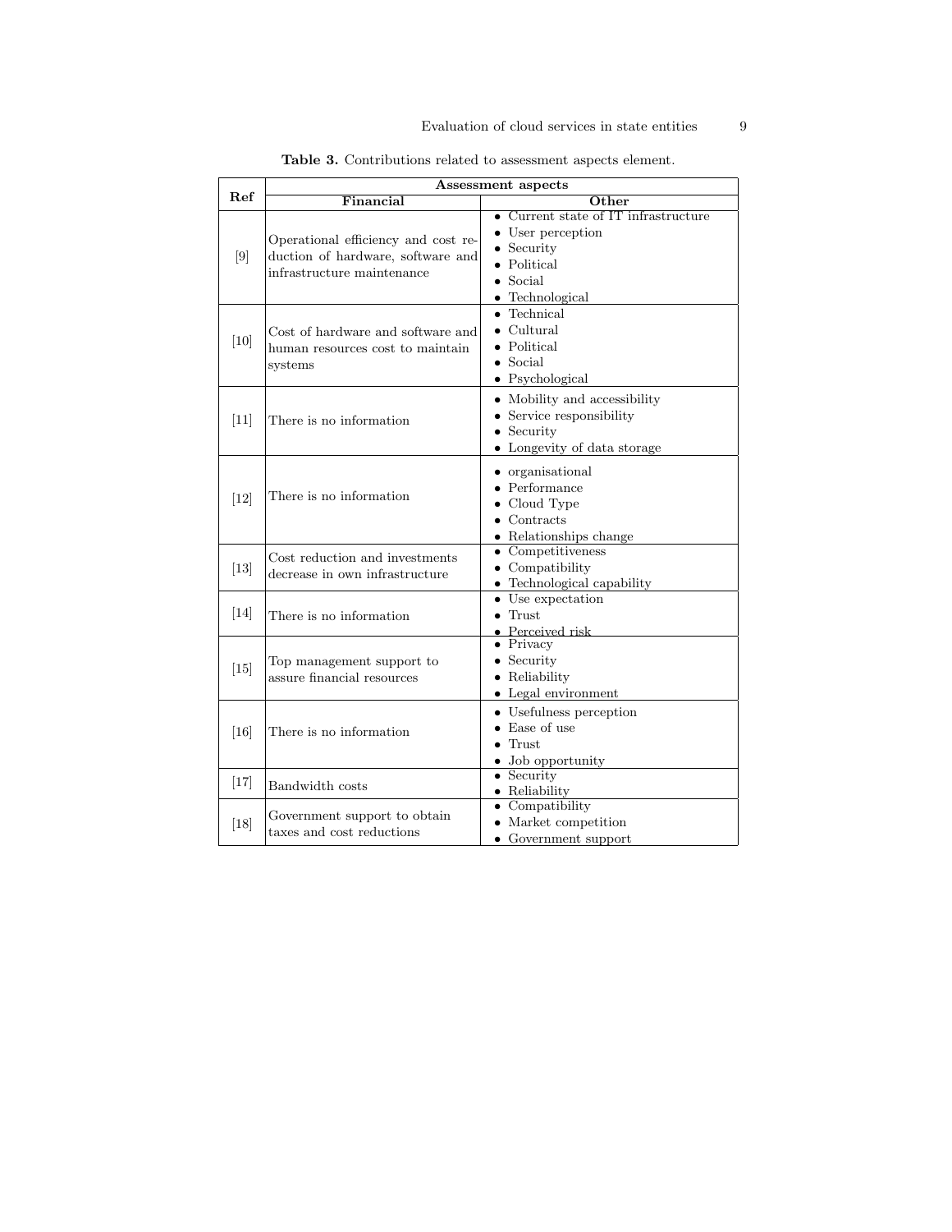**Table 3.** Contributions related to assessment aspects element.

| Ref | Assessment aspects | |
|---|---|---|
| | Financial | Other |
| [9] | Operational efficiency and cost reduction of hardware, software and infrastructure maintenance | • Current state of IT infrastructure<br>• User perception<br>• Security<br>• Political<br>• Social<br>• Technological |
| [10] | Cost of hardware and software and human resources cost to maintain systems | • Technical<br>• Cultural<br>• Political<br>• Social<br>• Psychological |
| [11] | There is no information | • Mobility and accessibility<br>• Service responsibility<br>• Security<br>• Longevity of data storage |
| [12] | There is no information | • organisational<br>• Performance<br>• Cloud Type<br>• Contracts<br>• Relationships change |
| [13] | Cost reduction and investments decrease in own infrastructure | • Competitiveness<br>• Compatibility<br>• Technological capability |
| [14] | There is no information | • Use expectation<br>• Trust<br>• Perceived risk |
| [15] | Top management support to assure financial resources | • Privacy<br>• Security<br>• Reliability<br>• Legal environment |
| [16] | There is no information | • Usefulness perception<br>• Ease of use<br>• Trust<br>• Job opportunity |
| [17] | Bandwidth costs | • Security<br>• Reliability |
| [18] | Government support to obtain taxes and cost reductions | • Compatibility<br>• Market competition<br>• Government support |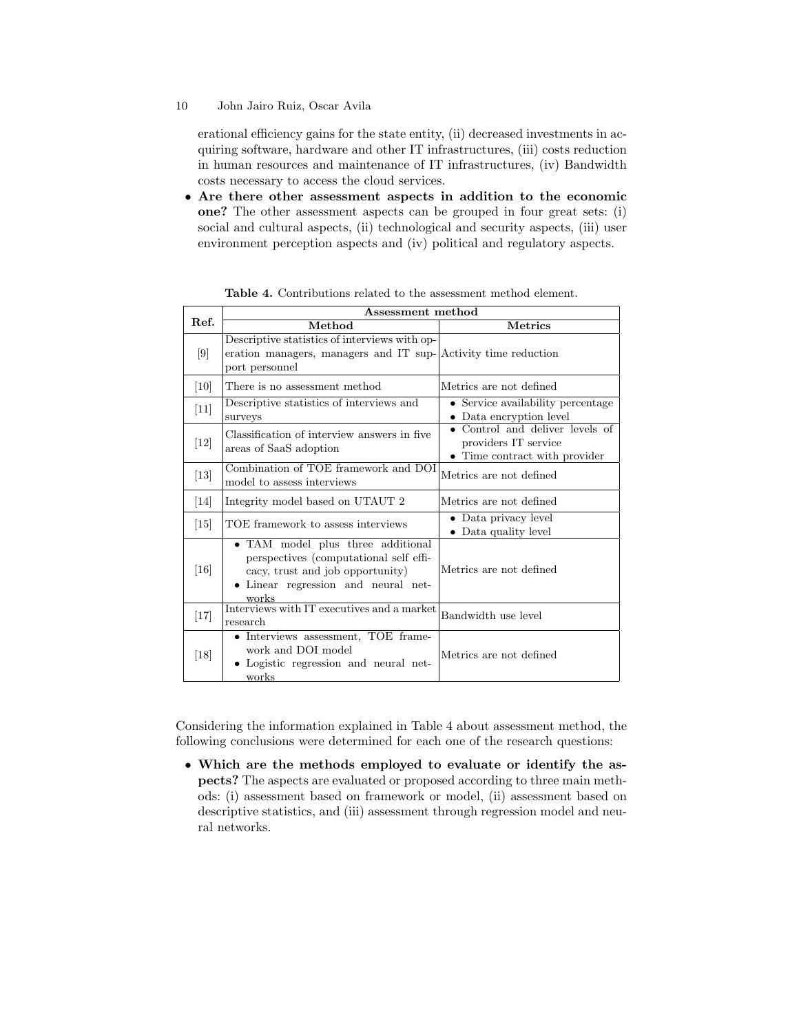erational efficiency gains for the state entity, (ii) decreased investments in acquiring software, hardware and other IT infrastructures, (iii) costs reduction in human resources and maintenance of IT infrastructures, (iv) Bandwidth costs necessary to access the cloud services.

- **Are there other assessment aspects in addition to the economic one?** The other assessment aspects can be grouped in four great sets: (i) social and cultural aspects, (ii) technological and security aspects, (iii) user environment perception aspects and (iv) political and regulatory aspects.

**Table 4.** Contributions related to the assessment method element.

| Ref. | Assessment method | |
|---|---|---|
| | **Method** | **Metrics** |
| [9] | Descriptive statistics of interviews with operation managers, managers and IT support personnel | Activity time reduction |
| [10] | There is no assessment method | Metrics are not defined |
| [11] | Descriptive statistics of interviews and surveys | • Service availability percentage<br>• Data encryption level |
| [12] | Classification of interview answers in five areas of SaaS adoption | • Control and deliver levels of providers IT service<br>• Time contract with provider |
| [13] | Combination of TOE framework and DOI model to assess interviews | Metrics are not defined |
| [14] | Integrity model based on UTAUT 2 | Metrics are not defined |
| [15] | TOE framework to assess interviews | • Data privacy level<br>• Data quality level |
| [16] | • TAM model plus three additional perspectives (computational self efficacy, trust and job opportunity)<br>• Linear regression and neural networks | Metrics are not defined |
| [17] | Interviews with IT executives and a market research | Bandwidth use level |
| [18] | • Interviews assessment, TOE framework and DOI model<br>• Logistic regression and neural networks | Metrics are not defined |

Considering the information explained in Table 4 about assessment method, the following conclusions were determined for each one of the research questions:

- **Which are the methods employed to evaluate or identify the aspects?** The aspects are evaluated or proposed according to three main methods: (i) assessment based on framework or model, (ii) assessment based on descriptive statistics, and (iii) assessment through regression model and neural networks.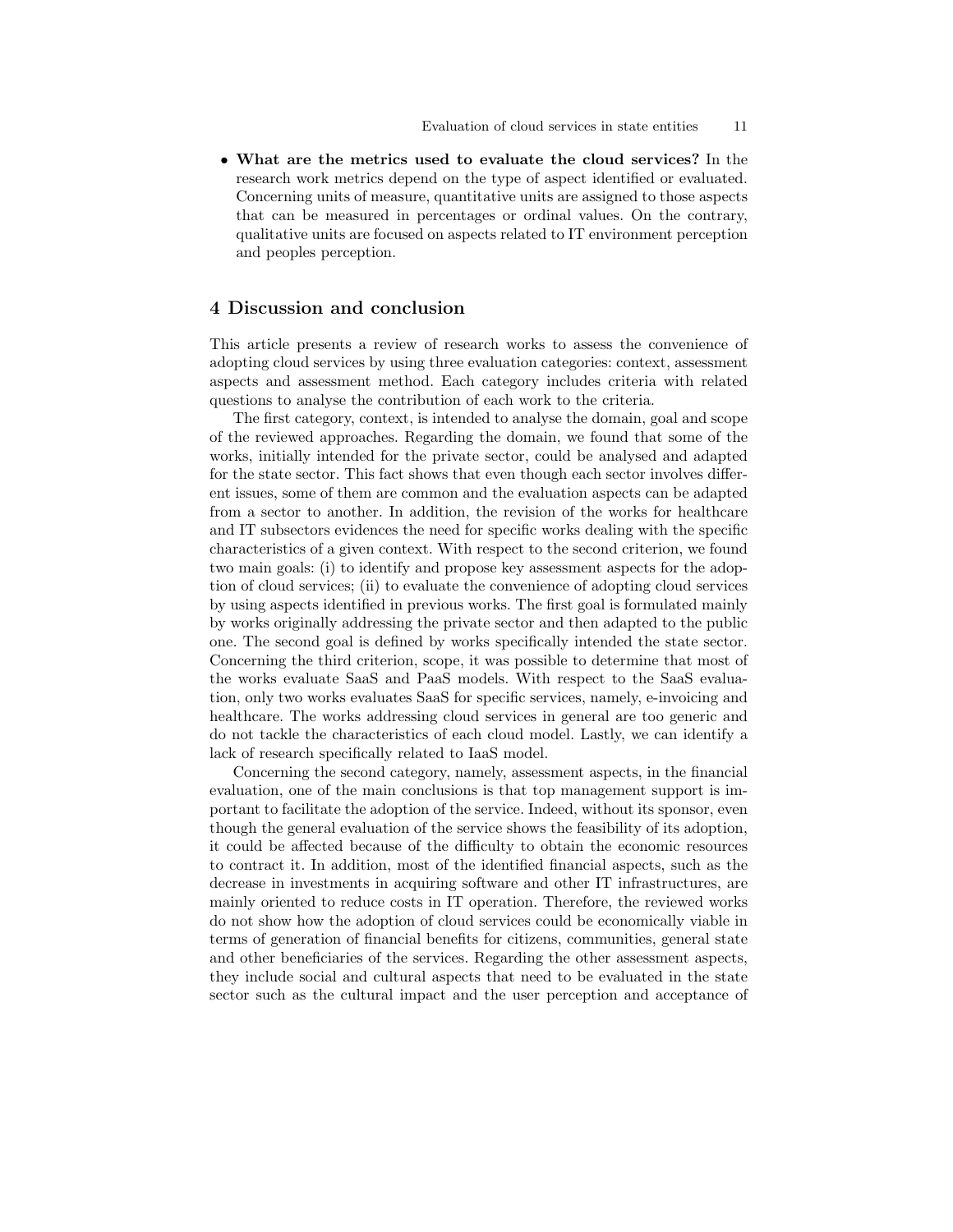- **What are the metrics used to evaluate the cloud services?** In the research work metrics depend on the type of aspect identified or evaluated. Concerning units of measure, quantitative units are assigned to those aspects that can be measured in percentages or ordinal values. On the contrary, qualitative units are focused on aspects related to IT environment perception and peoples perception.

## 4 Discussion and conclusion

This article presents a review of research works to assess the convenience of adopting cloud services by using three evaluation categories: context, assessment aspects and assessment method. Each category includes criteria with related questions to analyse the contribution of each work to the criteria.

The first category, context, is intended to analyse the domain, goal and scope of the reviewed approaches. Regarding the domain, we found that some of the works, initially intended for the private sector, could be analysed and adapted for the state sector. This fact shows that even though each sector involves different issues, some of them are common and the evaluation aspects can be adapted from a sector to another. In addition, the revision of the works for healthcare and IT subsectors evidences the need for specific works dealing with the specific characteristics of a given context. With respect to the second criterion, we found two main goals: (i) to identify and propose key assessment aspects for the adoption of cloud services; (ii) to evaluate the convenience of adopting cloud services by using aspects identified in previous works. The first goal is formulated mainly by works originally addressing the private sector and then adapted to the public one. The second goal is defined by works specifically intended the state sector. Concerning the third criterion, scope, it was possible to determine that most of the works evaluate SaaS and PaaS models. With respect to the SaaS evaluation, only two works evaluates SaaS for specific services, namely, e-invoicing and healthcare. The works addressing cloud services in general are too generic and do not tackle the characteristics of each cloud model. Lastly, we can identify a lack of research specifically related to IaaS model.

Concerning the second category, namely, assessment aspects, in the financial evaluation, one of the main conclusions is that top management support is important to facilitate the adoption of the service. Indeed, without its sponsor, even though the general evaluation of the service shows the feasibility of its adoption, it could be affected because of the difficulty to obtain the economic resources to contract it. In addition, most of the identified financial aspects, such as the decrease in investments in acquiring software and other IT infrastructures, are mainly oriented to reduce costs in IT operation. Therefore, the reviewed works do not show how the adoption of cloud services could be economically viable in terms of generation of financial benefits for citizens, communities, general state and other beneficiaries of the services. Regarding the other assessment aspects, they include social and cultural aspects that need to be evaluated in the state sector such as the cultural impact and the user perception and acceptance of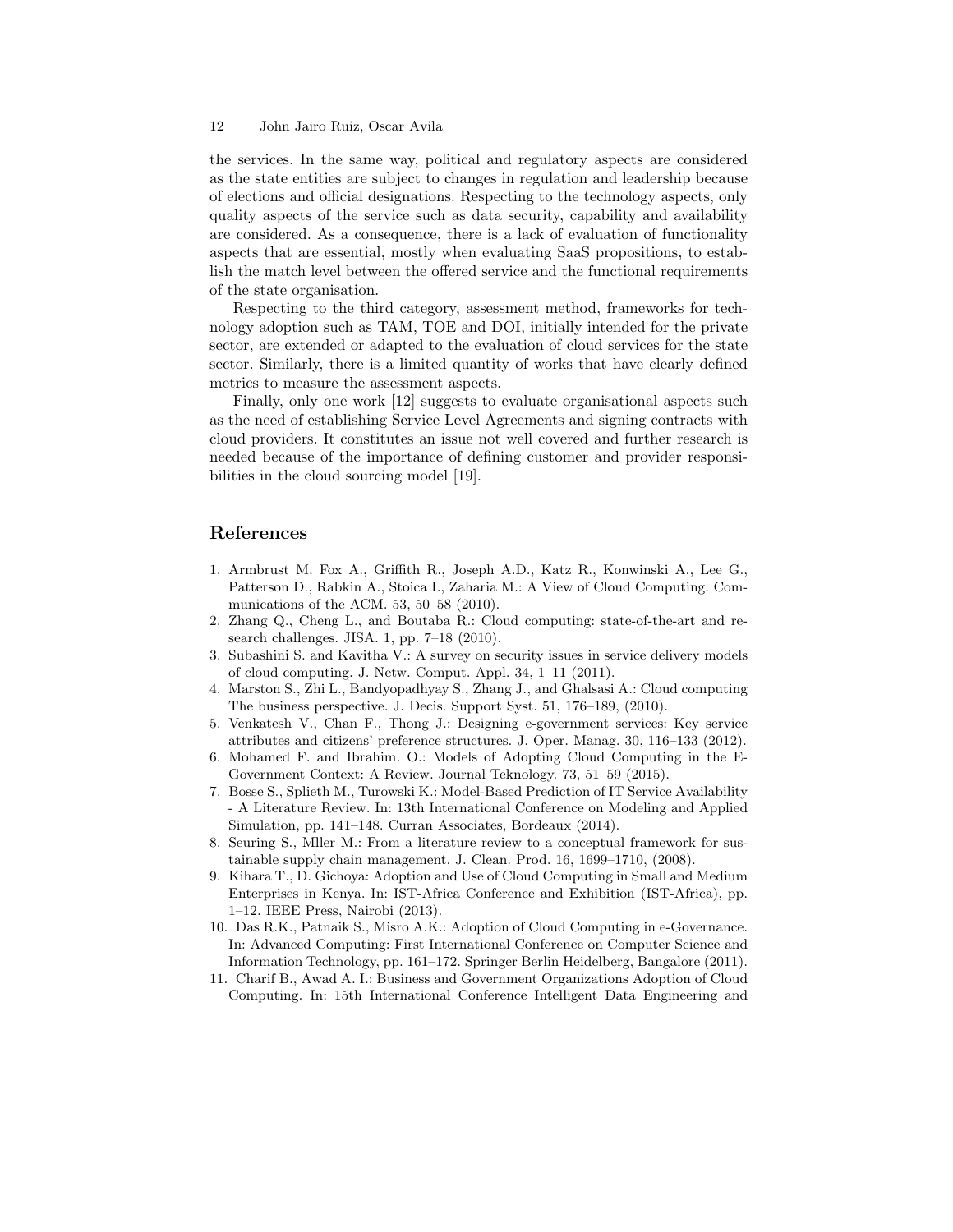the services. In the same way, political and regulatory aspects are considered as the state entities are subject to changes in regulation and leadership because of elections and official designations. Respecting to the technology aspects, only quality aspects of the service such as data security, capability and availability are considered. As a consequence, there is a lack of evaluation of functionality aspects that are essential, mostly when evaluating SaaS propositions, to establish the match level between the offered service and the functional requirements of the state organisation.

Respecting to the third category, assessment method, frameworks for technology adoption such as TAM, TOE and DOI, initially intended for the private sector, are extended or adapted to the evaluation of cloud services for the state sector. Similarly, there is a limited quantity of works that have clearly defined metrics to measure the assessment aspects.

Finally, only one work [12] suggests to evaluate organisational aspects such as the need of establishing Service Level Agreements and signing contracts with cloud providers. It constitutes an issue not well covered and further research is needed because of the importance of defining customer and provider responsibilities in the cloud sourcing model [19].

## References

1. Armbrust M. Fox A., Griffith R., Joseph A.D., Katz R., Konwinski A., Lee G., Patterson D., Rabkin A., Stoica I., Zaharia M.: A View of Cloud Computing. Communications of the ACM. 53, 50–58 (2010).
2. Zhang Q., Cheng L., and Boutaba R.: Cloud computing: state-of-the-art and research challenges. JISA. 1, pp. 7–18 (2010).
3. Subashini S. and Kavitha V.: A survey on security issues in service delivery models of cloud computing. J. Netw. Comput. Appl. 34, 1–11 (2011).
4. Marston S., Zhi L., Bandyopadhyay S., Zhang J., and Ghalsasi A.: Cloud computing The business perspective. J. Decis. Support Syst. 51, 176–189, (2010).
5. Venkatesh V., Chan F., Thong J.: Designing e-government services: Key service attributes and citizens' preference structures. J. Oper. Manag. 30, 116–133 (2012).
6. Mohamed F. and Ibrahim. O.: Models of Adopting Cloud Computing in the E-Government Context: A Review. Journal Teknology. 73, 51–59 (2015).
7. Bosse S., Splieth M., Turowski K.: Model-Based Prediction of IT Service Availability - A Literature Review. In: 13th International Conference on Modeling and Applied Simulation, pp. 141–148. Curran Associates, Bordeaux (2014).
8. Seuring S., Mller M.: From a literature review to a conceptual framework for sustainable supply chain management. J. Clean. Prod. 16, 1699–1710, (2008).
9. Kihara T., D. Gichoya: Adoption and Use of Cloud Computing in Small and Medium Enterprises in Kenya. In: IST-Africa Conference and Exhibition (IST-Africa), pp. 1–12. IEEE Press, Nairobi (2013).
10. Das R.K., Patnaik S., Misro A.K.: Adoption of Cloud Computing in e-Governance. In: Advanced Computing: First International Conference on Computer Science and Information Technology, pp. 161–172. Springer Berlin Heidelberg, Bangalore (2011).
11. Charif B., Awad A. I.: Business and Government Organizations Adoption of Cloud Computing. In: 15th International Conference Intelligent Data Engineering and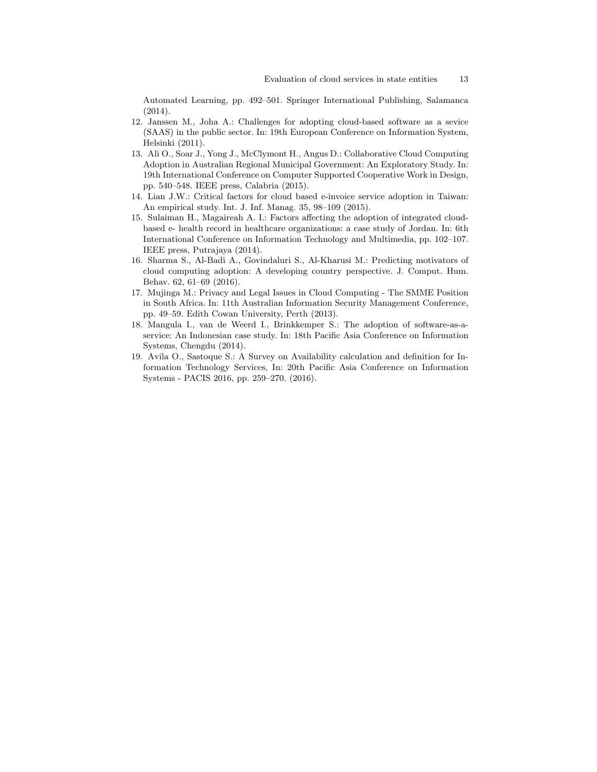Automated Learning, pp. 492–501. Springer International Publishing, Salamanca (2014).

12. Janssen M., Joha A.: Challenges for adopting cloud-based software as a sevice (SAAS) in the public sector. In: 19th European Conference on Information System, Helsinki (2011).
13. Ali O., Soar J., Yong J., McClymont H., Angus D.: Collaborative Cloud Computing Adoption in Australian Regional Municipal Government: An Exploratory Study. In: 19th International Conference on Computer Supported Cooperative Work in Design, pp. 540–548. IEEE press, Calabria (2015).
14. Lian J.W.: Critical factors for cloud based e-invoice service adoption in Taiwan: An empirical study. Int. J. Inf. Manag. 35, 98–109 (2015).
15. Sulaiman H., Magaireah A. I.: Factors affecting the adoption of integrated cloud-based e- health record in healthcare organizations: a case study of Jordan. In: 6th International Conference on Information Technology and Multimedia, pp. 102–107. IEEE press, Putrajaya (2014).
16. Sharma S., Al-Badi A., Govindaluri S., Al-Kharusi M.: Predicting motivators of cloud computing adoption: A developing country perspective. J. Comput. Hum. Behav. 62, 61–69 (2016).
17. Mujinga M.: Privacy and Legal Issues in Cloud Computing - The SMME Position in South Africa. In: 11th Australian Information Security Management Conference, pp. 49–59. Edith Cowan University, Perth (2013).
18. Mangula I., van de Weerd I., Brinkkemper S.: The adoption of software-as-a-service: An Indonesian case study. In: 18th Pacific Asia Conference on Information Systems, Chengdu (2014).
19. Avila O., Sastoque S.: A Survey on Availability calculation and definition for Information Technology Services, In: 20th Pacific Asia Conference on Information Systems - PACIS 2016, pp. 259–270. (2016).